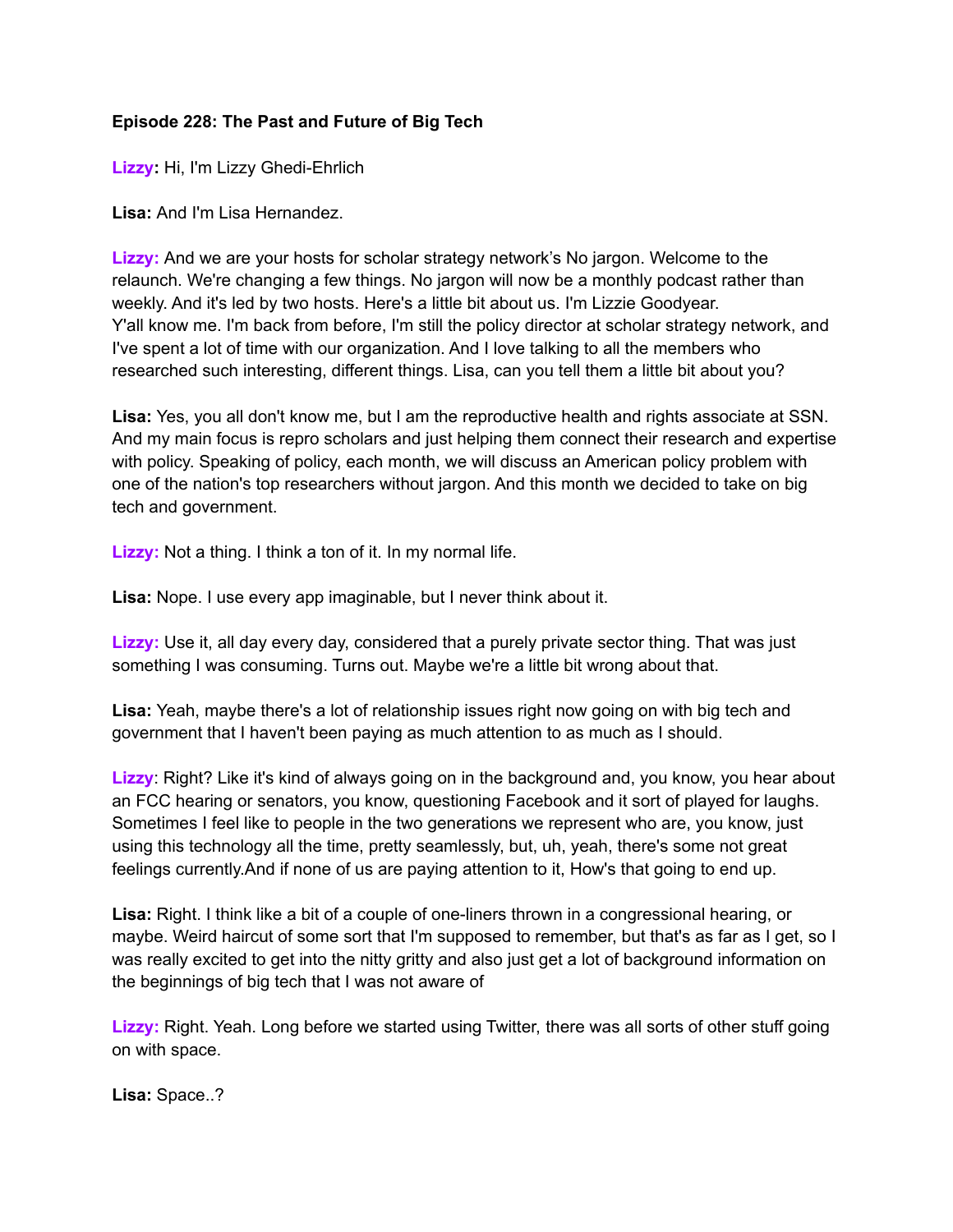**Episode 228: The Past and Future of Big Tech**

**Lizzy:** Hi, I'm Lizzy Ghedi-Ehrlich

**Lisa:** And I'm Lisa Hernandez.

**Lizzy:** And we are your hosts for scholar strategy network's No jargon. Welcome to the relaunch. We're changing a few things. No jargon will now be a monthly podcast rather than weekly. And it's led by two hosts. Here's a little bit about us. I'm Lizzie Goodyear. Y'all know me. I'm back from before, I'm still the policy director at scholar strategy network, and I've spent a lot of time with our organization. And I love talking to all the members who researched such interesting, different things. Lisa, can you tell them a little bit about you?

**Lisa:** Yes, you all don't know me, but I am the reproductive health and rights associate at SSN. And my main focus is repro scholars and just helping them connect their research and expertise with policy. Speaking of policy, each month, we will discuss an American policy problem with one of the nation's top researchers without jargon. And this month we decided to take on big tech and government.

**Lizzy:** Not a thing. I think a ton of it. In my normal life.

**Lisa:** Nope. I use every app imaginable, but I never think about it.

**Lizzy:** Use it, all day every day, considered that a purely private sector thing. That was just something I was consuming. Turns out. Maybe we're a little bit wrong about that.

**Lisa:** Yeah, maybe there's a lot of relationship issues right now going on with big tech and government that I haven't been paying as much attention to as much as I should.

**Lizzy**: Right? Like it's kind of always going on in the background and, you know, you hear about an FCC hearing or senators, you know, questioning Facebook and it sort of played for laughs. Sometimes I feel like to people in the two generations we represent who are, you know, just using this technology all the time, pretty seamlessly, but, uh, yeah, there's some not great feelings currently.And if none of us are paying attention to it, How's that going to end up.

**Lisa:** Right. I think like a bit of a couple of one-liners thrown in a congressional hearing, or maybe. Weird haircut of some sort that I'm supposed to remember, but that's as far as I get, so I was really excited to get into the nitty gritty and also just get a lot of background information on the beginnings of big tech that I was not aware of

**Lizzy:** Right. Yeah. Long before we started using Twitter, there was all sorts of other stuff going on with space.

**Lisa:** Space..?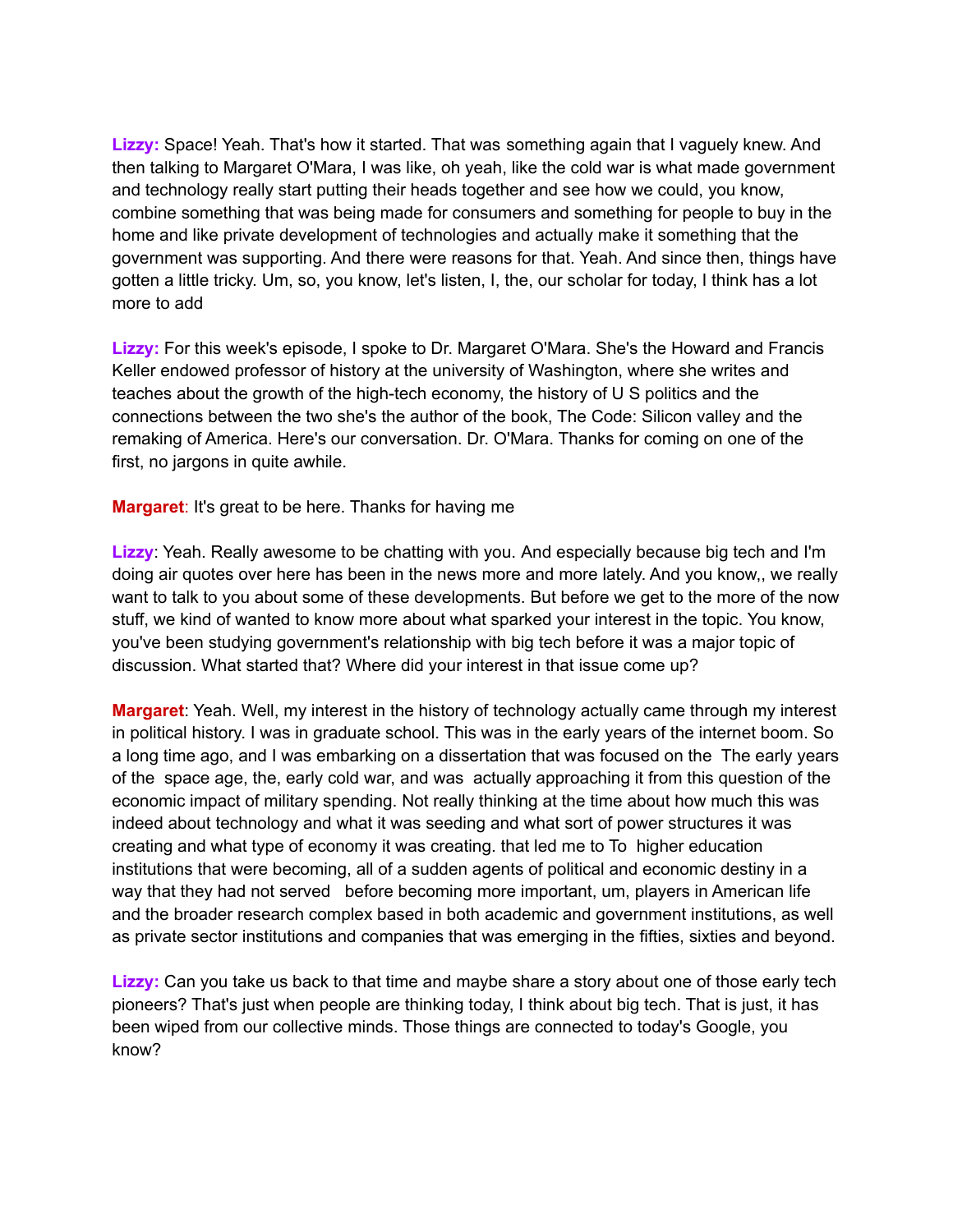**Lizzy:** Space! Yeah. That's how it started. That was something again that I vaguely knew. And then talking to Margaret O'Mara, I was like, oh yeah, like the cold war is what made government and technology really start putting their heads together and see how we could, you know, combine something that was being made for consumers and something for people to buy in the home and like private development of technologies and actually make it something that the government was supporting. And there were reasons for that. Yeah. And since then, things have gotten a little tricky. Um, so, you know, let's listen, I, the, our scholar for today, I think has a lot more to add

**Lizzy:** For this week's episode, I spoke to Dr. Margaret O'Mara. She's the Howard and Francis Keller endowed professor of history at the university of Washington, where she writes and teaches about the growth of the high-tech economy, the history of U S politics and the connections between the two she's the author of the book, The Code: Silicon valley and the remaking of America. Here's our conversation. Dr. O'Mara. Thanks for coming on one of the first, no jargons in quite awhile.

**Margaret**: It's great to be here. Thanks for having me

**Lizzy**: Yeah. Really awesome to be chatting with you. And especially because big tech and I'm doing air quotes over here has been in the news more and more lately. And you know,, we really want to talk to you about some of these developments. But before we get to the more of the now stuff, we kind of wanted to know more about what sparked your interest in the topic. You know, you've been studying government's relationship with big tech before it was a major topic of discussion. What started that? Where did your interest in that issue come up?

**Margaret**: Yeah. Well, my interest in the history of technology actually came through my interest in political history. I was in graduate school. This was in the early years of the internet boom. So a long time ago, and I was embarking on a dissertation that was focused on the The early years of the space age, the, early cold war, and was actually approaching it from this question of the economic impact of military spending. Not really thinking at the time about how much this was indeed about technology and what it was seeding and what sort of power structures it was creating and what type of economy it was creating. that led me to To higher education institutions that were becoming, all of a sudden agents of political and economic destiny in a way that they had not served before becoming more important, um, players in American life and the broader research complex based in both academic and government institutions, as well as private sector institutions and companies that was emerging in the fifties, sixties and beyond.

**Lizzy:** Can you take us back to that time and maybe share a story about one of those early tech pioneers? That's just when people are thinking today, I think about big tech. That is just, it has been wiped from our collective minds. Those things are connected to today's Google, you know?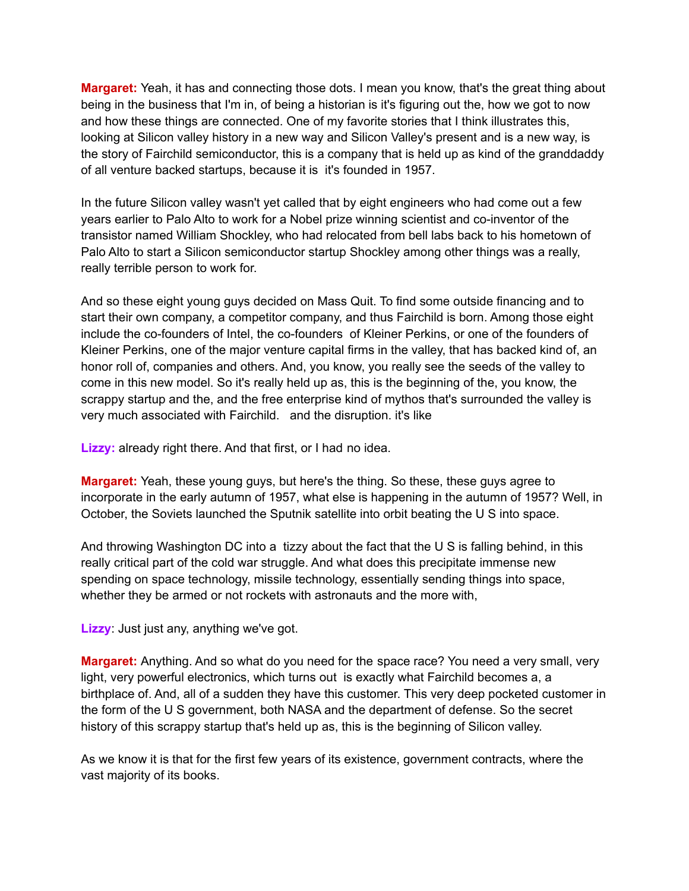**Margaret:** Yeah, it has and connecting those dots. I mean you know, that's the great thing about being in the business that I'm in, of being a historian is it's figuring out the, how we got to now and how these things are connected. One of my favorite stories that I think illustrates this, looking at Silicon valley history in a new way and Silicon Valley's present and is a new way, is the story of Fairchild semiconductor, this is a company that is held up as kind of the granddaddy of all venture backed startups, because it is  it's founded in 1957.

In the future Silicon valley wasn't yet called that by eight engineers who had come out a few years earlier to Palo Alto to work for a Nobel prize winning scientist and co-inventor of the transistor named William Shockley, who had relocated from bell labs back to his hometown of Palo Alto to start a Silicon semiconductor startup Shockley among other things was a really, really terrible person to work for.

And so these eight young guys decided on Mass Quit. To find some outside financing and to start their own company, a competitor company, and thus Fairchild is born. Among those eight include the co-founders of Intel, the co-founders  of Kleiner Perkins, or one of the founders of Kleiner Perkins, one of the major venture capital firms in the valley, that has backed kind of, an honor roll of, companies and others. And, you know, you really see the seeds of the valley to come in this new model. So it's really held up as, this is the beginning of the, you know, the scrappy startup and the, and the free enterprise kind of mythos that's surrounded the valley is very much associated with Fairchild.   and the disruption. it's like

**Lizzy:** already right there. And that first, or I had no idea.

**Margaret:** Yeah, these young guys, but here's the thing. So these, these guys agree to incorporate in the early autumn of 1957, what else is happening in the autumn of 1957? Well, in October, the Soviets launched the Sputnik satellite into orbit beating the U S into space.

And throwing Washington DC into a  tizzy about the fact that the U S is falling behind, in this really critical part of the cold war struggle. And what does this precipitate immense new spending on space technology, missile technology, essentially sending things into space, whether they be armed or not rockets with astronauts and the more with,

**Lizzy**: Just just any, anything we've got.

**Margaret:** Anything. And so what do you need for the space race? You need a very small, very light, very powerful electronics, which turns out  is exactly what Fairchild becomes a, a birthplace of. And, all of a sudden they have this customer. This very deep pocketed customer in the form of the U S government, both NASA and the department of defense. So the secret history of this scrappy startup that's held up as, this is the beginning of Silicon valley.

As we know it is that for the first few years of its existence, government contracts, where the vast majority of its books.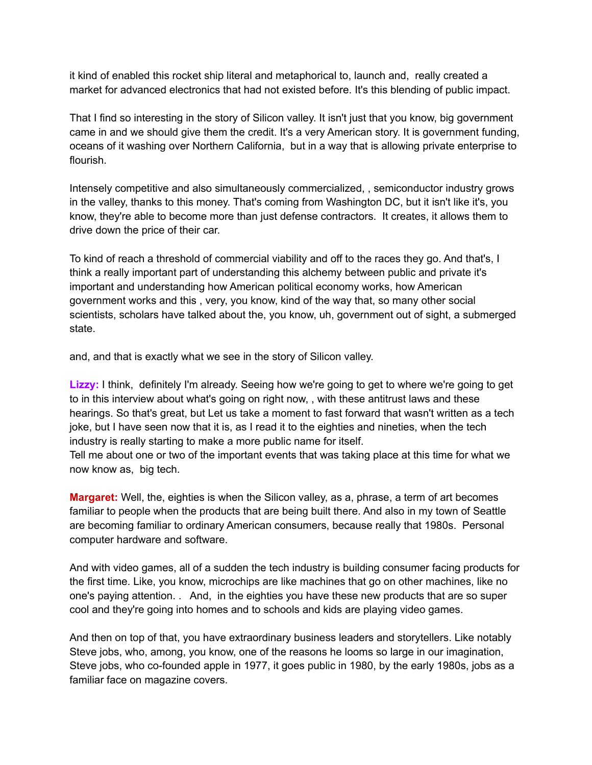it kind of enabled this rocket ship literal and metaphorical to, launch and, really created a market for advanced electronics that had not existed before. It's this blending of public impact.

That I find so interesting in the story of Silicon valley. It isn't just that you know, big government came in and we should give them the credit. It's a very American story. It is government funding, oceans of it washing over Northern California, but in a way that is allowing private enterprise to flourish.

Intensely competitive and also simultaneously commercialized, , semiconductor industry grows in the valley, thanks to this money. That's coming from Washington DC, but it isn't like it's, you know, they're able to become more than just defense contractors. It creates, it allows them to drive down the price of their car.

To kind of reach a threshold of commercial viability and off to the races they go. And that's, I think a really important part of understanding this alchemy between public and private it's important and understanding how American political economy works, how American government works and this , very, you know, kind of the way that, so many other social scientists, scholars have talked about the, you know, uh, government out of sight, a submerged state.

and, and that is exactly what we see in the story of Silicon valley.

**Lizzy:** I think, definitely I'm already. Seeing how we're going to get to where we're going to get to in this interview about what's going on right now, , with these antitrust laws and these hearings. So that's great, but Let us take a moment to fast forward that wasn't written as a tech joke, but I have seen now that it is, as I read it to the eighties and nineties, when the tech industry is really starting to make a more public name for itself.
Tell me about one or two of the important events that was taking place at this time for what we now know as, big tech.

**Margaret:** Well, the, eighties is when the Silicon valley, as a, phrase, a term of art becomes familiar to people when the products that are being built there. And also in my town of Seattle are becoming familiar to ordinary American consumers, because really that 1980s. Personal computer hardware and software.

And with video games, all of a sudden the tech industry is building consumer facing products for the first time. Like, you know, microchips are like machines that go on other machines, like no one's paying attention. . And, in the eighties you have these new products that are so super cool and they're going into homes and to schools and kids are playing video games.

And then on top of that, you have extraordinary business leaders and storytellers. Like notably Steve jobs, who, among, you know, one of the reasons he looms so large in our imagination, Steve jobs, who co-founded apple in 1977, it goes public in 1980, by the early 1980s, jobs as a familiar face on magazine covers.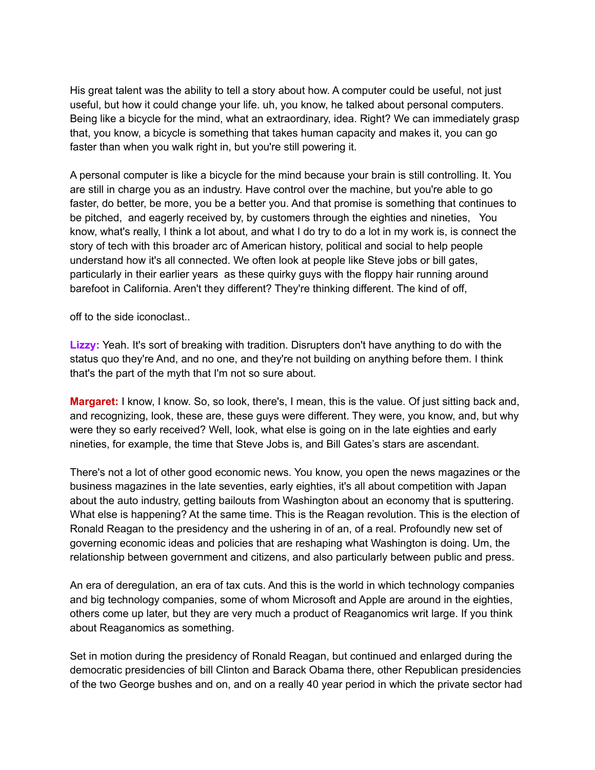His great talent was the ability to tell a story about how. A computer could be useful, not just useful, but how it could change your life. uh, you know, he talked about personal computers. Being like a bicycle for the mind, what an extraordinary, idea. Right? We can immediately grasp that, you know, a bicycle is something that takes human capacity and makes it, you can go faster than when you walk right in, but you're still powering it.

A personal computer is like a bicycle for the mind because your brain is still controlling. It. You are still in charge you as an industry. Have control over the machine, but you're able to go faster, do better, be more, you be a better you. And that promise is something that continues to be pitched, and eagerly received by, by customers through the eighties and nineties, You know, what's really, I think a lot about, and what I do try to do a lot in my work is, is connect the story of tech with this broader arc of American history, political and social to help people understand how it's all connected. We often look at people like Steve jobs or bill gates, particularly in their earlier years as these quirky guys with the floppy hair running around barefoot in California. Aren't they different? They're thinking different. The kind of off,

off to the side iconoclast..

**Lizzy:** Yeah. It's sort of breaking with tradition. Disrupters don't have anything to do with the status quo they're And, and no one, and they're not building on anything before them. I think that's the part of the myth that I'm not so sure about.

**Margaret:** I know, I know. So, so look, there's, I mean, this is the value. Of just sitting back and, and recognizing, look, these are, these guys were different. They were, you know, and, but why were they so early received? Well, look, what else is going on in the late eighties and early nineties, for example, the time that Steve Jobs is, and Bill Gates's stars are ascendant.

There's not a lot of other good economic news. You know, you open the news magazines or the business magazines in the late seventies, early eighties, it's all about competition with Japan about the auto industry, getting bailouts from Washington about an economy that is sputtering. What else is happening? At the same time. This is the Reagan revolution. This is the election of Ronald Reagan to the presidency and the ushering in of an, of a real. Profoundly new set of governing economic ideas and policies that are reshaping what Washington is doing. Um, the relationship between government and citizens, and also particularly between public and press.

An era of deregulation, an era of tax cuts. And this is the world in which technology companies and big technology companies, some of whom Microsoft and Apple are around in the eighties, others come up later, but they are very much a product of Reaganomics writ large. If you think about Reaganomics as something.

Set in motion during the presidency of Ronald Reagan, but continued and enlarged during the democratic presidencies of bill Clinton and Barack Obama there, other Republican presidencies of the two George bushes and on, and on a really 40 year period in which the private sector had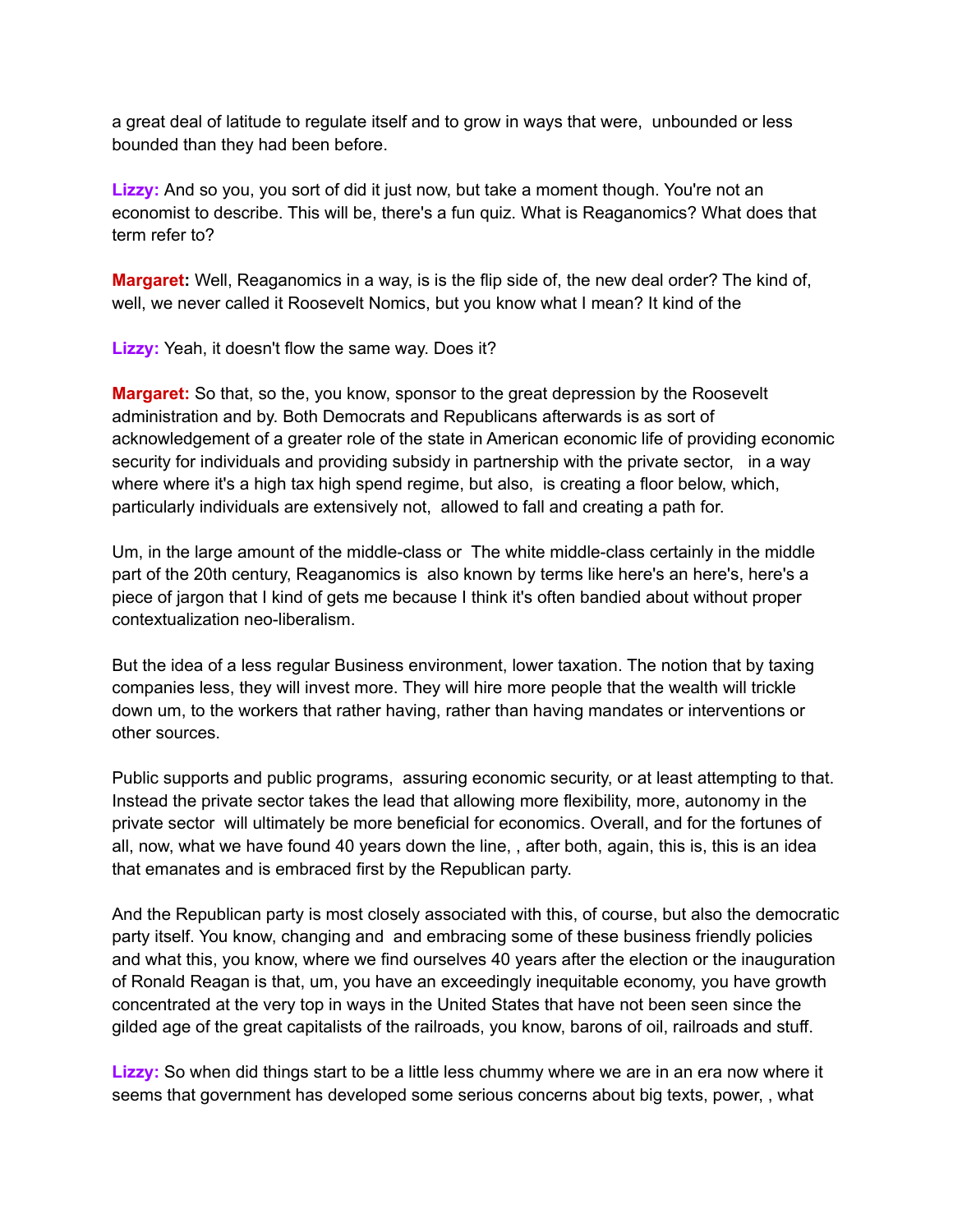a great deal of latitude to regulate itself and to grow in ways that were,  unbounded or less bounded than they had been before.

**Lizzy:** And so you, you sort of did it just now, but take a moment though. You're not an economist to describe. This will be, there's a fun quiz. What is Reaganomics? What does that term refer to?

**Margaret:** Well, Reaganomics in a way, is is the flip side of, the new deal order? The kind of, well, we never called it Roosevelt Nomics, but you know what I mean? It kind of the

**Lizzy:** Yeah, it doesn't flow the same way. Does it?

**Margaret:** So that, so the, you know, sponsor to the great depression by the Roosevelt administration and by. Both Democrats and Republicans afterwards is as sort of acknowledgement of a greater role of the state in American economic life of providing economic security for individuals and providing subsidy in partnership with the private sector,   in a way where where it's a high tax high spend regime, but also,  is creating a floor below, which, particularly individuals are extensively not,  allowed to fall and creating a path for.

Um, in the large amount of the middle-class or  The white middle-class certainly in the middle part of the 20th century, Reaganomics is  also known by terms like here's an here's, here's a piece of jargon that I kind of gets me because I think it's often bandied about without proper contextualization neo-liberalism.

But the idea of a less regular Business environment, lower taxation. The notion that by taxing companies less, they will invest more. They will hire more people that the wealth will trickle down um, to the workers that rather having, rather than having mandates or interventions or other sources.

Public supports and public programs,  assuring economic security, or at least attempting to that. Instead the private sector takes the lead that allowing more flexibility, more, autonomy in the private sector  will ultimately be more beneficial for economics. Overall, and for the fortunes of all, now, what we have found 40 years down the line, , after both, again, this is, this is an idea that emanates and is embraced first by the Republican party.

And the Republican party is most closely associated with this, of course, but also the democratic party itself. You know, changing and  and embracing some of these business friendly policies and what this, you know, where we find ourselves 40 years after the election or the inauguration of Ronald Reagan is that, um, you have an exceedingly inequitable economy, you have growth concentrated at the very top in ways in the United States that have not been seen since the gilded age of the great capitalists of the railroads, you know, barons of oil, railroads and stuff.

**Lizzy:** So when did things start to be a little less chummy where we are in an era now where it seems that government has developed some serious concerns about big texts, power, , what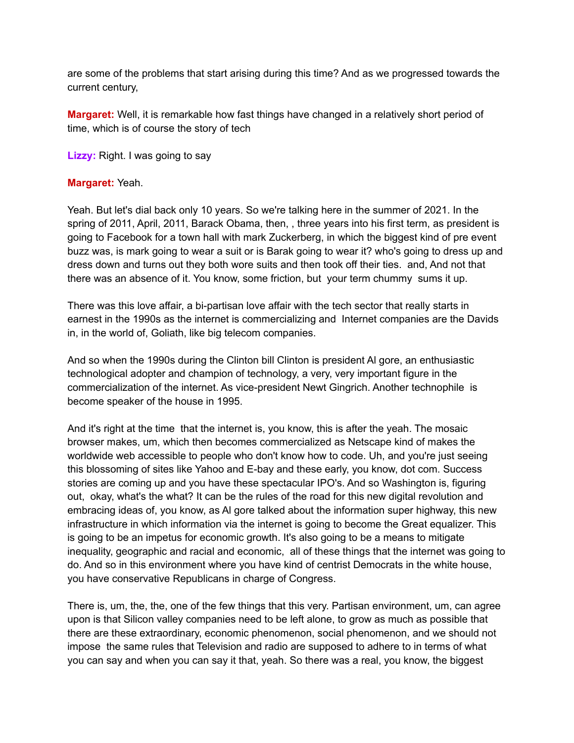are some of the problems that start arising during this time? And as we progressed towards the current century,

**Margaret:** Well, it is remarkable how fast things have changed in a relatively short period of time, which is of course the story of tech

**Lizzy:** Right. I was going to say

**Margaret:** Yeah.

Yeah. But let's dial back only 10 years. So we're talking here in the summer of 2021. In the spring of 2011, April, 2011, Barack Obama, then, , three years into his first term, as president is going to Facebook for a town hall with mark Zuckerberg, in which the biggest kind of pre event buzz was, is mark going to wear a suit or is Barak going to wear it? who's going to dress up and dress down and turns out they both wore suits and then took off their ties. and, And not that there was an absence of it. You know, some friction, but your term chummy sums it up.

There was this love affair, a bi-partisan love affair with the tech sector that really starts in earnest in the 1990s as the internet is commercializing and Internet companies are the Davids in, in the world of, Goliath, like big telecom companies.

And so when the 1990s during the Clinton bill Clinton is president Al gore, an enthusiastic technological adopter and champion of technology, a very, very important figure in the commercialization of the internet. As vice-president Newt Gingrich. Another technophile is become speaker of the house in 1995.

And it's right at the time that the internet is, you know, this is after the yeah. The mosaic browser makes, um, which then becomes commercialized as Netscape kind of makes the worldwide web accessible to people who don't know how to code. Uh, and you're just seeing this blossoming of sites like Yahoo and E-bay and these early, you know, dot com. Success stories are coming up and you have these spectacular IPO's. And so Washington is, figuring out, okay, what's the what? It can be the rules of the road for this new digital revolution and embracing ideas of, you know, as Al gore talked about the information super highway, this new infrastructure in which information via the internet is going to become the Great equalizer. This is going to be an impetus for economic growth. It's also going to be a means to mitigate inequality, geographic and racial and economic, all of these things that the internet was going to do. And so in this environment where you have kind of centrist Democrats in the white house, you have conservative Republicans in charge of Congress.

There is, um, the, the, one of the few things that this very. Partisan environment, um, can agree upon is that Silicon valley companies need to be left alone, to grow as much as possible that there are these extraordinary, economic phenomenon, social phenomenon, and we should not impose the same rules that Television and radio are supposed to adhere to in terms of what you can say and when you can say it that, yeah. So there was a real, you know, the biggest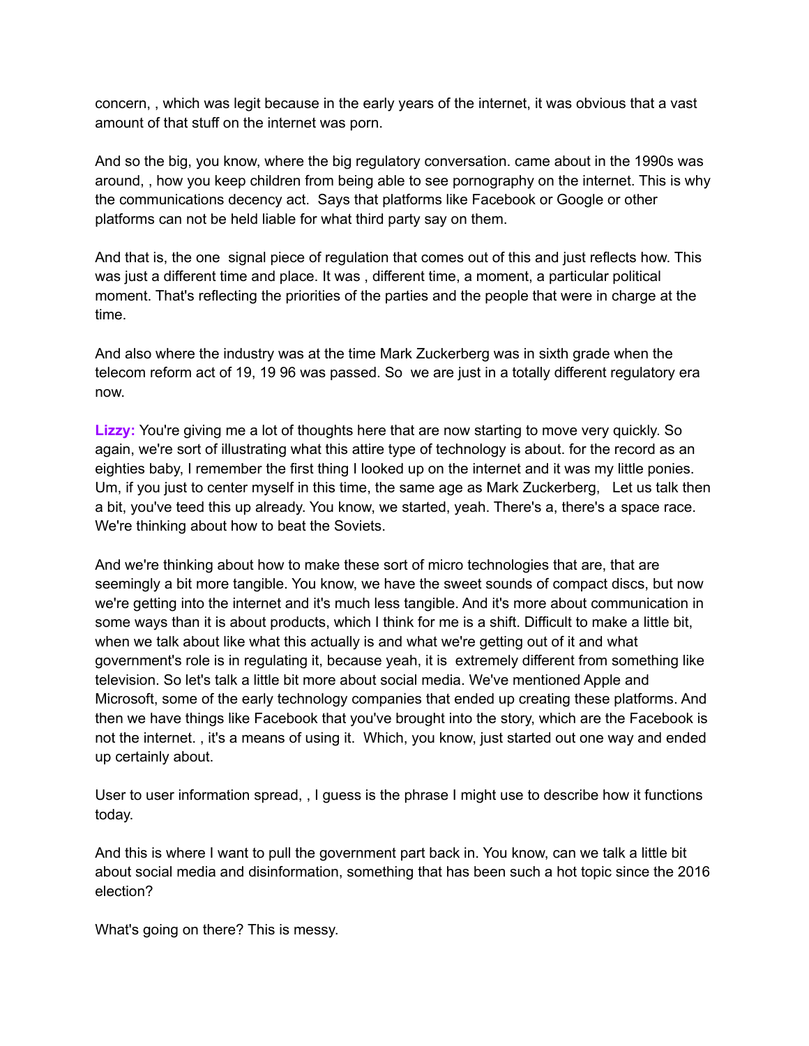concern, , which was legit because in the early years of the internet, it was obvious that a vast amount of that stuff on the internet was porn.

And so the big, you know, where the big regulatory conversation. came about in the 1990s was around, , how you keep children from being able to see pornography on the internet. This is why the communications decency act.  Says that platforms like Facebook or Google or other platforms can not be held liable for what third party say on them.

And that is, the one  signal piece of regulation that comes out of this and just reflects how. This was just a different time and place. It was , different time, a moment, a particular political moment. That's reflecting the priorities of the parties and the people that were in charge at the time.

And also where the industry was at the time Mark Zuckerberg was in sixth grade when the telecom reform act of 19, 19 96 was passed. So  we are just in a totally different regulatory era now.

**Lizzy:** You're giving me a lot of thoughts here that are now starting to move very quickly. So again, we're sort of illustrating what this attire type of technology is about. for the record as an eighties baby, I remember the first thing I looked up on the internet and it was my little ponies. Um, if you just to center myself in this time, the same age as Mark Zuckerberg,   Let us talk then a bit, you've teed this up already. You know, we started, yeah. There's a, there's a space race. We're thinking about how to beat the Soviets.

And we're thinking about how to make these sort of micro technologies that are, that are seemingly a bit more tangible. You know, we have the sweet sounds of compact discs, but now we're getting into the internet and it's much less tangible. And it's more about communication in some ways than it is about products, which I think for me is a shift. Difficult to make a little bit, when we talk about like what this actually is and what we're getting out of it and what government's role is in regulating it, because yeah, it is  extremely different from something like television. So let's talk a little bit more about social media. We've mentioned Apple and Microsoft, some of the early technology companies that ended up creating these platforms. And then we have things like Facebook that you've brought into the story, which are the Facebook is not the internet. , it's a means of using it.  Which, you know, just started out one way and ended up certainly about.

User to user information spread, , I guess is the phrase I might use to describe how it functions today.

And this is where I want to pull the government part back in. You know, can we talk a little bit about social media and disinformation, something that has been such a hot topic since the 2016 election?

What's going on there? This is messy.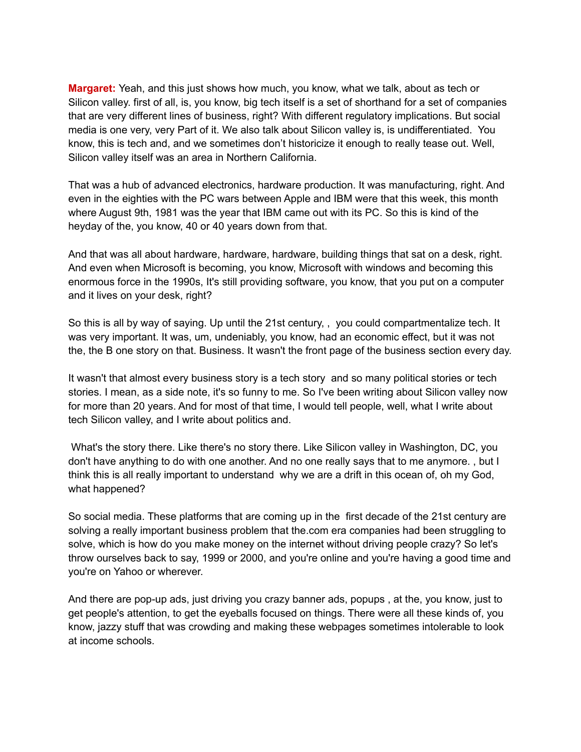**Margaret:** Yeah, and this just shows how much, you know, what we talk, about as tech or Silicon valley. first of all, is, you know, big tech itself is a set of shorthand for a set of companies that are very different lines of business, right? With different regulatory implications. But social media is one very, very Part of it. We also talk about Silicon valley is, is undifferentiated. You know, this is tech and, and we sometimes don't historicize it enough to really tease out. Well, Silicon valley itself was an area in Northern California.

That was a hub of advanced electronics, hardware production. It was manufacturing, right. And even in the eighties with the PC wars between Apple and IBM were that this week, this month where August 9th, 1981 was the year that IBM came out with its PC. So this is kind of the heyday of the, you know, 40 or 40 years down from that.

And that was all about hardware, hardware, hardware, building things that sat on a desk, right. And even when Microsoft is becoming, you know, Microsoft with windows and becoming this enormous force in the 1990s, It's still providing software, you know, that you put on a computer and it lives on your desk, right?

So this is all by way of saying. Up until the 21st century, , you could compartmentalize tech. It was very important. It was, um, undeniably, you know, had an economic effect, but it was not the, the B one story on that. Business. It wasn't the front page of the business section every day.

It wasn't that almost every business story is a tech story and so many political stories or tech stories. I mean, as a side note, it's so funny to me. So I've been writing about Silicon valley now for more than 20 years. And for most of that time, I would tell people, well, what I write about tech Silicon valley, and I write about politics and.

What's the story there. Like there's no story there. Like Silicon valley in Washington, DC, you don't have anything to do with one another. And no one really says that to me anymore. , but I think this is all really important to understand why we are a drift in this ocean of, oh my God, what happened?

So social media. These platforms that are coming up in the first decade of the 21st century are solving a really important business problem that the.com era companies had been struggling to solve, which is how do you make money on the internet without driving people crazy? So let's throw ourselves back to say, 1999 or 2000, and you're online and you're having a good time and you're on Yahoo or wherever.

And there are pop-up ads, just driving you crazy banner ads, popups , at the, you know, just to get people's attention, to get the eyeballs focused on things. There were all these kinds of, you know, jazzy stuff that was crowding and making these webpages sometimes intolerable to look at income schools.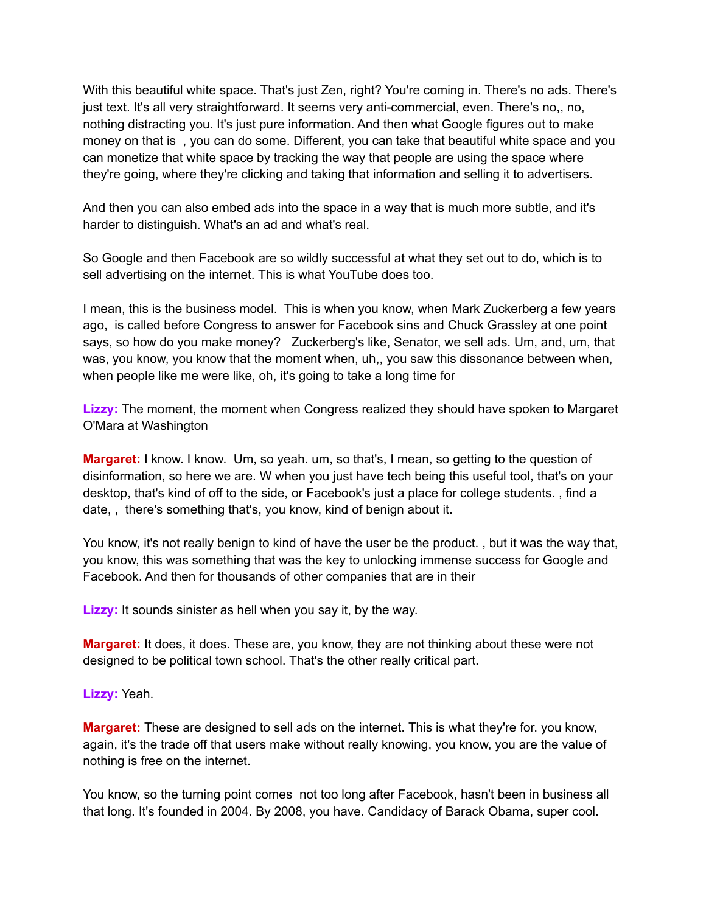With this beautiful white space. That's just Zen, right? You're coming in. There's no ads. There's just text. It's all very straightforward. It seems very anti-commercial, even. There's no,, no, nothing distracting you. It's just pure information. And then what Google figures out to make money on that is , you can do some. Different, you can take that beautiful white space and you can monetize that white space by tracking the way that people are using the space where they're going, where they're clicking and taking that information and selling it to advertisers.

And then you can also embed ads into the space in a way that is much more subtle, and it's harder to distinguish. What's an ad and what's real.

So Google and then Facebook are so wildly successful at what they set out to do, which is to sell advertising on the internet. This is what YouTube does too.

I mean, this is the business model. This is when you know, when Mark Zuckerberg a few years ago, is called before Congress to answer for Facebook sins and Chuck Grassley at one point says, so how do you make money? Zuckerberg's like, Senator, we sell ads. Um, and, um, that was, you know, you know that the moment when, uh,, you saw this dissonance between when, when people like me were like, oh, it's going to take a long time for

**Lizzy:** The moment, the moment when Congress realized they should have spoken to Margaret O'Mara at Washington

**Margaret:** I know. I know. Um, so yeah. um, so that's, I mean, so getting to the question of disinformation, so here we are. W when you just have tech being this useful tool, that's on your desktop, that's kind of off to the side, or Facebook's just a place for college students. , find a date, , there's something that's, you know, kind of benign about it.

You know, it's not really benign to kind of have the user be the product. , but it was the way that, you know, this was something that was the key to unlocking immense success for Google and Facebook. And then for thousands of other companies that are in their

**Lizzy:** It sounds sinister as hell when you say it, by the way.

**Margaret:** It does, it does. These are, you know, they are not thinking about these were not designed to be political town school. That's the other really critical part.

**Lizzy:** Yeah.

**Margaret:** These are designed to sell ads on the internet. This is what they're for. you know, again, it's the trade off that users make without really knowing, you know, you are the value of nothing is free on the internet.

You know, so the turning point comes not too long after Facebook, hasn't been in business all that long. It's founded in 2004. By 2008, you have. Candidacy of Barack Obama, super cool.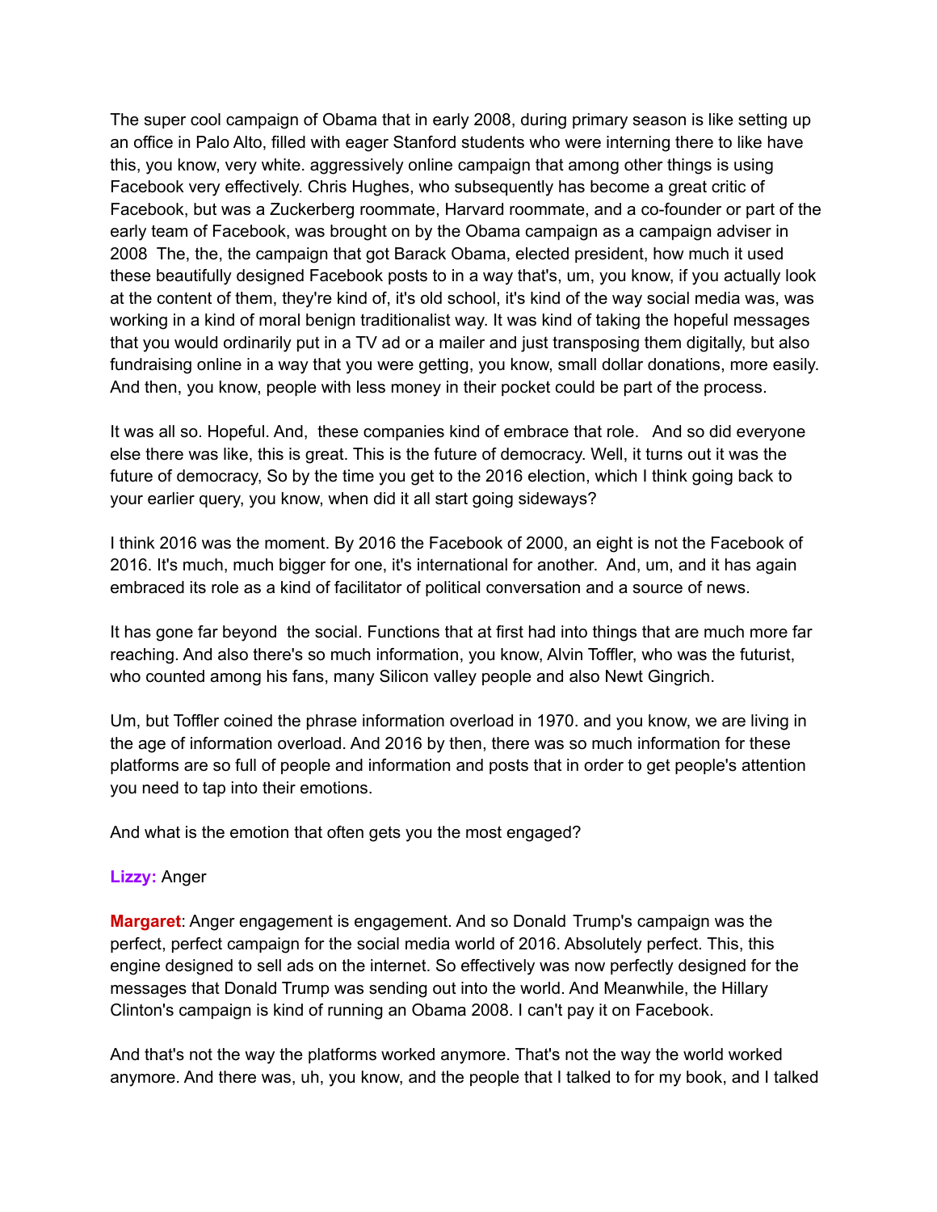The super cool campaign of Obama that in early 2008, during primary season is like setting up an office in Palo Alto, filled with eager Stanford students who were interning there to like have this, you know, very white. aggressively online campaign that among other things is using Facebook very effectively. Chris Hughes, who subsequently has become a great critic of Facebook, but was a Zuckerberg roommate, Harvard roommate, and a co-founder or part of the early team of Facebook, was brought on by the Obama campaign as a campaign adviser in 2008 The, the, the campaign that got Barack Obama, elected president, how much it used these beautifully designed Facebook posts to in a way that's, um, you know, if you actually look at the content of them, they're kind of, it's old school, it's kind of the way social media was, was working in a kind of moral benign traditionalist way. It was kind of taking the hopeful messages that you would ordinarily put in a TV ad or a mailer and just transposing them digitally, but also fundraising online in a way that you were getting, you know, small dollar donations, more easily. And then, you know, people with less money in their pocket could be part of the process.

It was all so. Hopeful. And, these companies kind of embrace that role. And so did everyone else there was like, this is great. This is the future of democracy. Well, it turns out it was the future of democracy, So by the time you get to the 2016 election, which I think going back to your earlier query, you know, when did it all start going sideways?

I think 2016 was the moment. By 2016 the Facebook of 2000, an eight is not the Facebook of 2016. It's much, much bigger for one, it's international for another. And, um, and it has again embraced its role as a kind of facilitator of political conversation and a source of news.

It has gone far beyond the social. Functions that at first had into things that are much more far reaching. And also there's so much information, you know, Alvin Toffler, who was the futurist, who counted among his fans, many Silicon valley people and also Newt Gingrich.

Um, but Toffler coined the phrase information overload in 1970. and you know, we are living in the age of information overload. And 2016 by then, there was so much information for these platforms are so full of people and information and posts that in order to get people's attention you need to tap into their emotions.

And what is the emotion that often gets you the most engaged?

**Lizzy:** Anger

**Margaret**: Anger engagement is engagement. And so Donald Trump's campaign was the perfect, perfect campaign for the social media world of 2016. Absolutely perfect. This, this engine designed to sell ads on the internet. So effectively was now perfectly designed for the messages that Donald Trump was sending out into the world. And Meanwhile, the Hillary Clinton's campaign is kind of running an Obama 2008. I can't pay it on Facebook.

And that's not the way the platforms worked anymore. That's not the way the world worked anymore. And there was, uh, you know, and the people that I talked to for my book, and I talked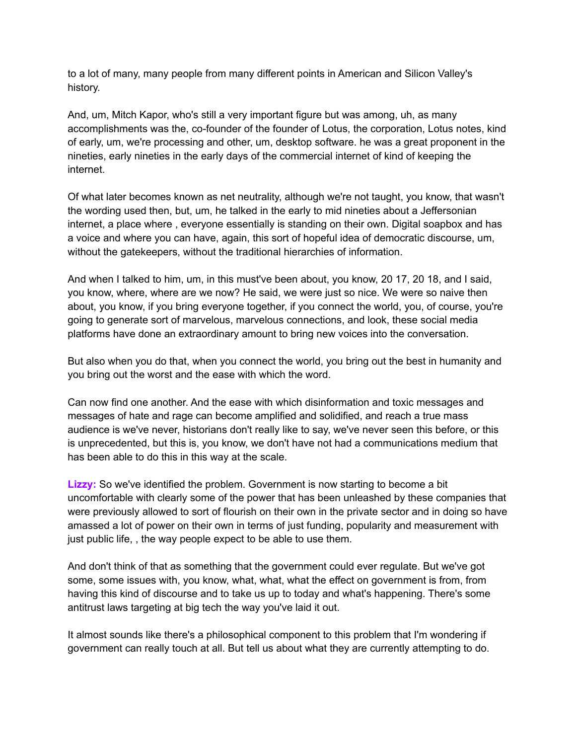to a lot of many, many people from many different points in American and Silicon Valley's history.

And, um, Mitch Kapor, who's still a very important figure but was among, uh, as many accomplishments was the, co-founder of the founder of Lotus, the corporation, Lotus notes, kind of early, um, we're processing and other, um, desktop software. he was a great proponent in the nineties, early nineties in the early days of the commercial internet of kind of keeping the internet.

Of what later becomes known as net neutrality, although we're not taught, you know, that wasn't the wording used then, but, um, he talked in the early to mid nineties about a Jeffersonian internet, a place where , everyone essentially is standing on their own. Digital soapbox and has a voice and where you can have, again, this sort of hopeful idea of democratic discourse, um, without the gatekeepers, without the traditional hierarchies of information.

And when I talked to him, um, in this must've been about, you know, 20 17, 20 18, and I said, you know, where, where are we now? He said, we were just so nice. We were so naive then about, you know, if you bring everyone together, if you connect the world, you, of course, you're going to generate sort of marvelous, marvelous connections, and look, these social media platforms have done an extraordinary amount to bring new voices into the conversation.

But also when you do that, when you connect the world, you bring out the best in humanity and you bring out the worst and the ease with which the word.

Can now find one another. And the ease with which disinformation and toxic messages and messages of hate and rage can become amplified and solidified, and reach a true mass audience is we've never, historians don't really like to say, we've never seen this before, or this is unprecedented, but this is, you know, we don't have not had a communications medium that has been able to do this in this way at the scale.

**Lizzy:** So we've identified the problem. Government is now starting to become a bit uncomfortable with clearly some of the power that has been unleashed by these companies that were previously allowed to sort of flourish on their own in the private sector and in doing so have amassed a lot of power on their own in terms of just funding, popularity and measurement with just public life, , the way people expect to be able to use them.

And don't think of that as something that the government could ever regulate. But we've got some, some issues with, you know, what, what, what the effect on government is from, from having this kind of discourse and to take us up to today and what's happening. There's some antitrust laws targeting at big tech the way you've laid it out.

It almost sounds like there's a philosophical component to this problem that I'm wondering if government can really touch at all. But tell us about what they are currently attempting to do.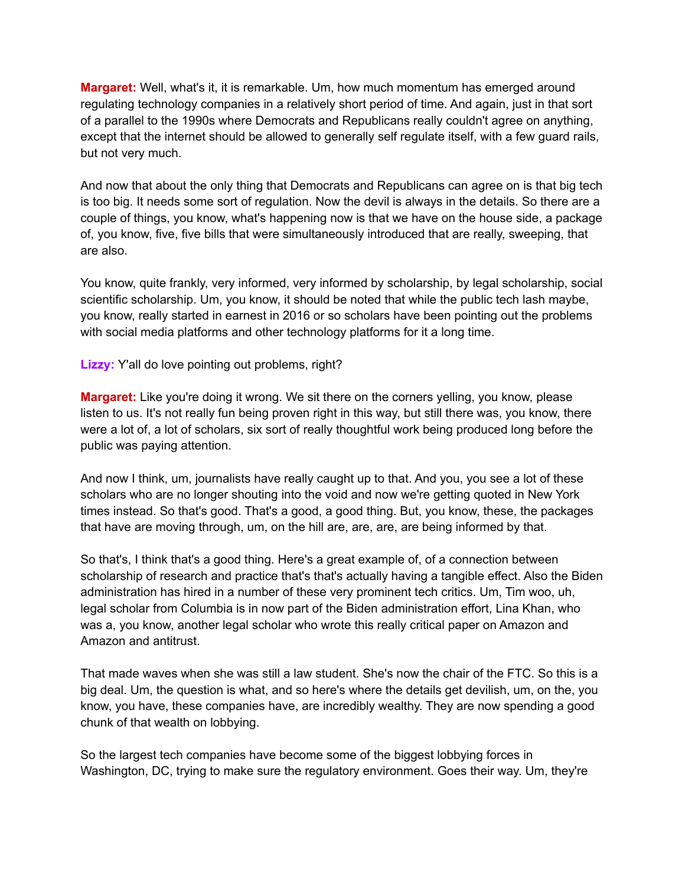**Margaret:** Well, what's it, it is remarkable. Um, how much momentum has emerged around regulating technology companies in a relatively short period of time. And again, just in that sort of a parallel to the 1990s where Democrats and Republicans really couldn't agree on anything, except that the internet should be allowed to generally self regulate itself, with a few guard rails, but not very much.

And now that about the only thing that Democrats and Republicans can agree on is that big tech is too big. It needs some sort of regulation. Now the devil is always in the details. So there are a couple of things, you know, what's happening now is that we have on the house side, a package of, you know, five, five bills that were simultaneously introduced that are really, sweeping, that are also.

You know, quite frankly, very informed, very informed by scholarship, by legal scholarship, social scientific scholarship. Um, you know, it should be noted that while the public tech lash maybe, you know, really started in earnest in 2016 or so scholars have been pointing out the problems with social media platforms and other technology platforms for it a long time.

**Lizzy:** Y'all do love pointing out problems, right?

**Margaret:** Like you're doing it wrong. We sit there on the corners yelling, you know, please listen to us. It's not really fun being proven right in this way, but still there was, you know, there were a lot of, a lot of scholars, six sort of really thoughtful work being produced long before the public was paying attention.

And now I think, um, journalists have really caught up to that. And you, you see a lot of these scholars who are no longer shouting into the void and now we're getting quoted in New York times instead. So that's good. That's a good, a good thing. But, you know, these, the packages that have are moving through, um, on the hill are, are, are, are being informed by that.

So that's, I think that's a good thing. Here's a great example of, of a connection between scholarship of research and practice that's that's actually having a tangible effect. Also the Biden administration has hired in a number of these very prominent tech critics. Um, Tim woo, uh, legal scholar from Columbia is in now part of the Biden administration effort, Lina Khan, who was a, you know, another legal scholar who wrote this really critical paper on Amazon and Amazon and antitrust.

That made waves when she was still a law student. She's now the chair of the FTC. So this is a big deal. Um, the question is what, and so here's where the details get devilish, um, on the, you know, you have, these companies have, are incredibly wealthy. They are now spending a good chunk of that wealth on lobbying.

So the largest tech companies have become some of the biggest lobbying forces in Washington, DC, trying to make sure the regulatory environment. Goes their way. Um, they're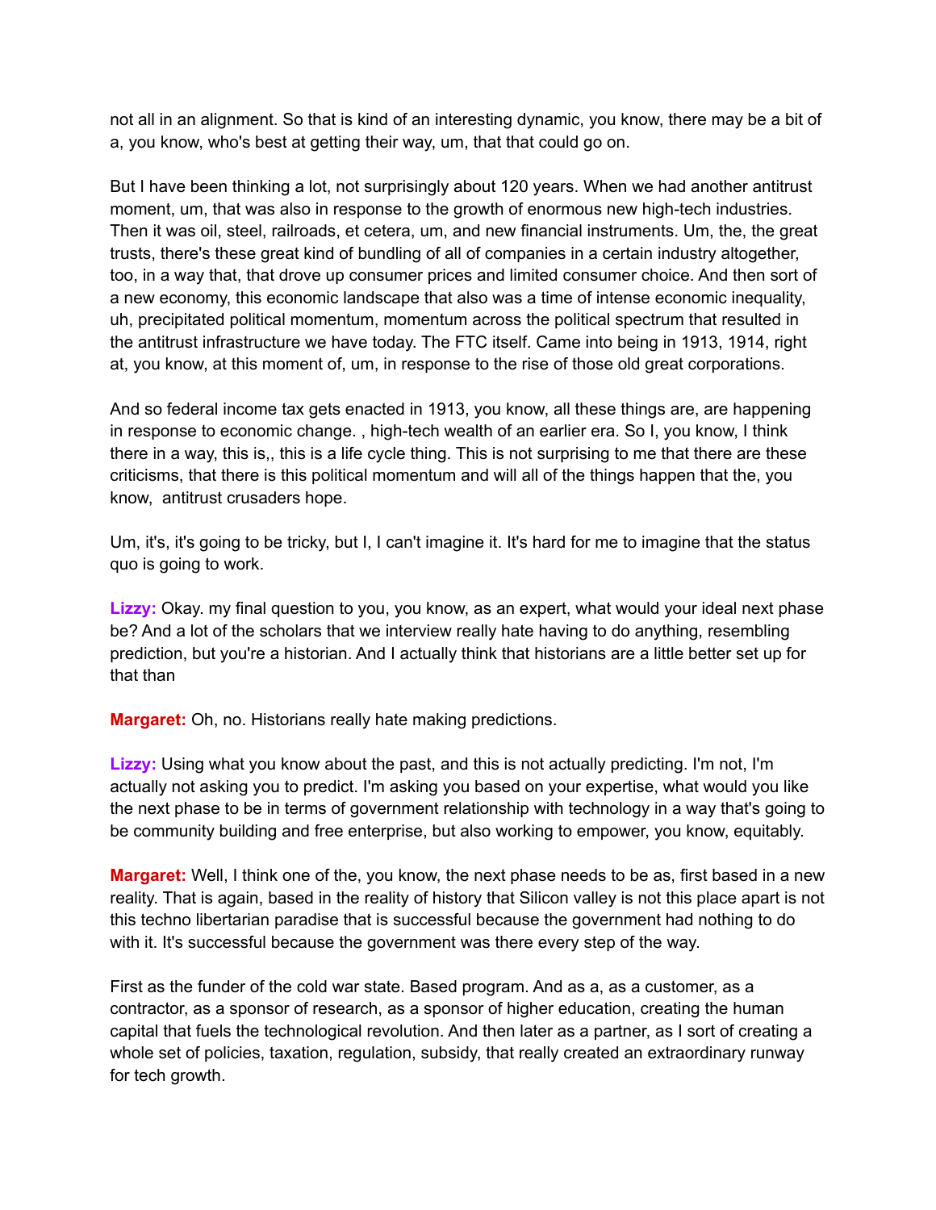not all in an alignment. So that is kind of an interesting dynamic, you know, there may be a bit of a, you know, who's best at getting their way, um, that that could go on.

But I have been thinking a lot, not surprisingly about 120 years. When we had another antitrust moment, um, that was also in response to the growth of enormous new high-tech industries. Then it was oil, steel, railroads, et cetera, um, and new financial instruments. Um, the, the great trusts, there's these great kind of bundling of all of companies in a certain industry altogether, too, in a way that, that drove up consumer prices and limited consumer choice. And then sort of a new economy, this economic landscape that also was a time of intense economic inequality, uh, precipitated political momentum, momentum across the political spectrum that resulted in the antitrust infrastructure we have today. The FTC itself. Came into being in 1913, 1914, right at, you know, at this moment of, um, in response to the rise of those old great corporations.

And so federal income tax gets enacted in 1913, you know, all these things are, are happening in response to economic change. , high-tech wealth of an earlier era. So I, you know, I think there in a way, this is,, this is a life cycle thing. This is not surprising to me that there are these criticisms, that there is this political momentum and will all of the things happen that the, you know,  antitrust crusaders hope.

Um, it's, it's going to be tricky, but I, I can't imagine it. It's hard for me to imagine that the status quo is going to work.

**Lizzy:** Okay. my final question to you, you know, as an expert, what would your ideal next phase be? And a lot of the scholars that we interview really hate having to do anything, resembling prediction, but you're a historian. And I actually think that historians are a little better set up for that than

**Margaret:** Oh, no. Historians really hate making predictions.

**Lizzy:** Using what you know about the past, and this is not actually predicting. I'm not, I'm actually not asking you to predict. I'm asking you based on your expertise, what would you like the next phase to be in terms of government relationship with technology in a way that's going to be community building and free enterprise, but also working to empower, you know, equitably.

**Margaret:** Well, I think one of the, you know, the next phase needs to be as, first based in a new reality. That is again, based in the reality of history that Silicon valley is not this place apart is not this techno libertarian paradise that is successful because the government had nothing to do with it. It's successful because the government was there every step of the way.

First as the funder of the cold war state. Based program. And as a, as a customer, as a contractor, as a sponsor of research, as a sponsor of higher education, creating the human capital that fuels the technological revolution. And then later as a partner, as I sort of creating a whole set of policies, taxation, regulation, subsidy, that really created an extraordinary runway for tech growth.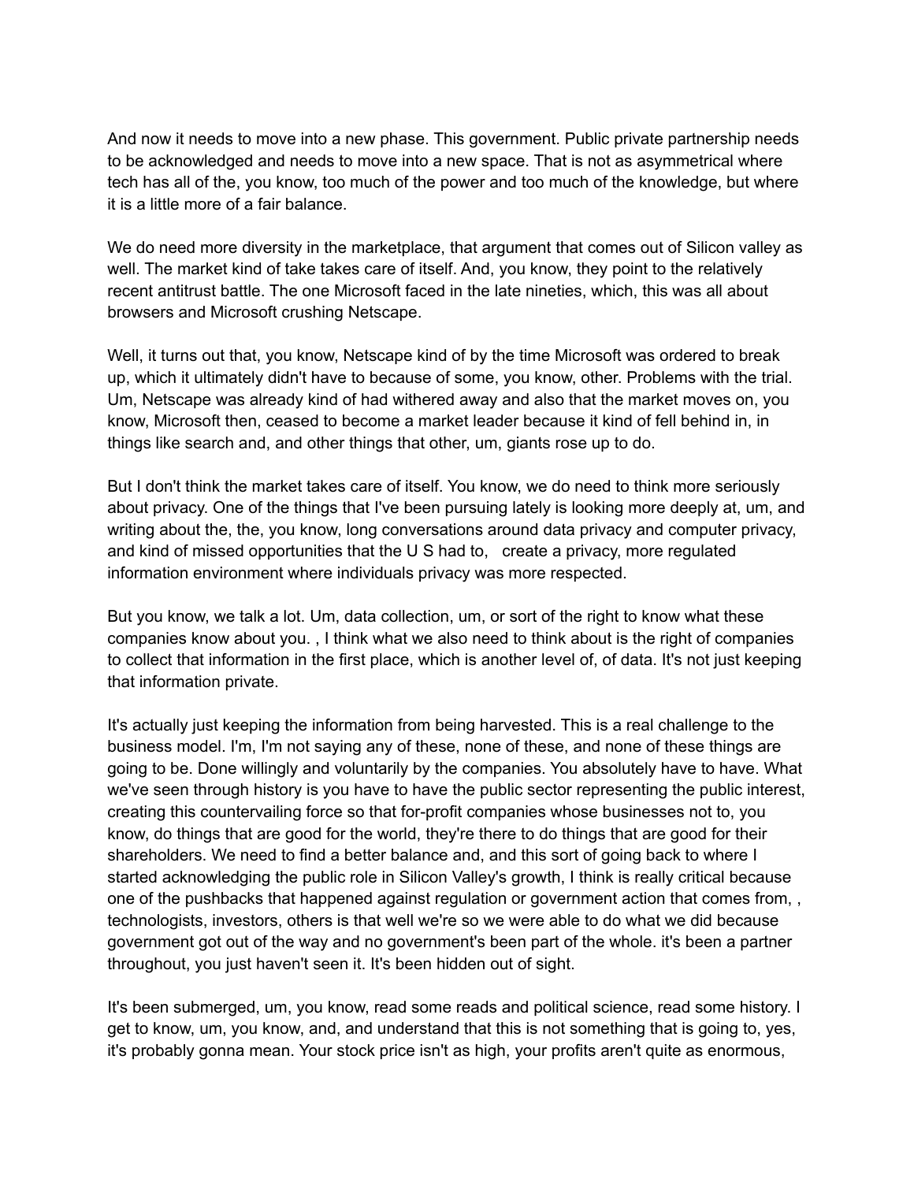And now it needs to move into a new phase. This government. Public private partnership needs to be acknowledged and needs to move into a new space. That is not as asymmetrical where tech has all of the, you know, too much of the power and too much of the knowledge, but where it is a little more of a fair balance.

We do need more diversity in the marketplace, that argument that comes out of Silicon valley as well. The market kind of take takes care of itself. And, you know, they point to the relatively recent antitrust battle. The one Microsoft faced in the late nineties, which, this was all about browsers and Microsoft crushing Netscape.

Well, it turns out that, you know, Netscape kind of by the time Microsoft was ordered to break up, which it ultimately didn't have to because of some, you know, other. Problems with the trial. Um, Netscape was already kind of had withered away and also that the market moves on, you know, Microsoft then, ceased to become a market leader because it kind of fell behind in, in things like search and, and other things that other, um, giants rose up to do.

But I don't think the market takes care of itself. You know, we do need to think more seriously about privacy. One of the things that I've been pursuing lately is looking more deeply at, um, and writing about the, the, you know, long conversations around data privacy and computer privacy, and kind of missed opportunities that the U S had to, create a privacy, more regulated information environment where individuals privacy was more respected.

But you know, we talk a lot. Um, data collection, um, or sort of the right to know what these companies know about you. , I think what we also need to think about is the right of companies to collect that information in the first place, which is another level of, of data. It's not just keeping that information private.

It's actually just keeping the information from being harvested. This is a real challenge to the business model. I'm, I'm not saying any of these, none of these, and none of these things are going to be. Done willingly and voluntarily by the companies. You absolutely have to have. What we've seen through history is you have to have the public sector representing the public interest, creating this countervailing force so that for-profit companies whose businesses not to, you know, do things that are good for the world, they're there to do things that are good for their shareholders. We need to find a better balance and, and this sort of going back to where I started acknowledging the public role in Silicon Valley's growth, I think is really critical because one of the pushbacks that happened against regulation or government action that comes from, , technologists, investors, others is that well we're so we were able to do what we did because government got out of the way and no government's been part of the whole. it's been a partner throughout, you just haven't seen it. It's been hidden out of sight.

It's been submerged, um, you know, read some reads and political science, read some history. I get to know, um, you know, and, and understand that this is not something that is going to, yes, it's probably gonna mean. Your stock price isn't as high, your profits aren't quite as enormous,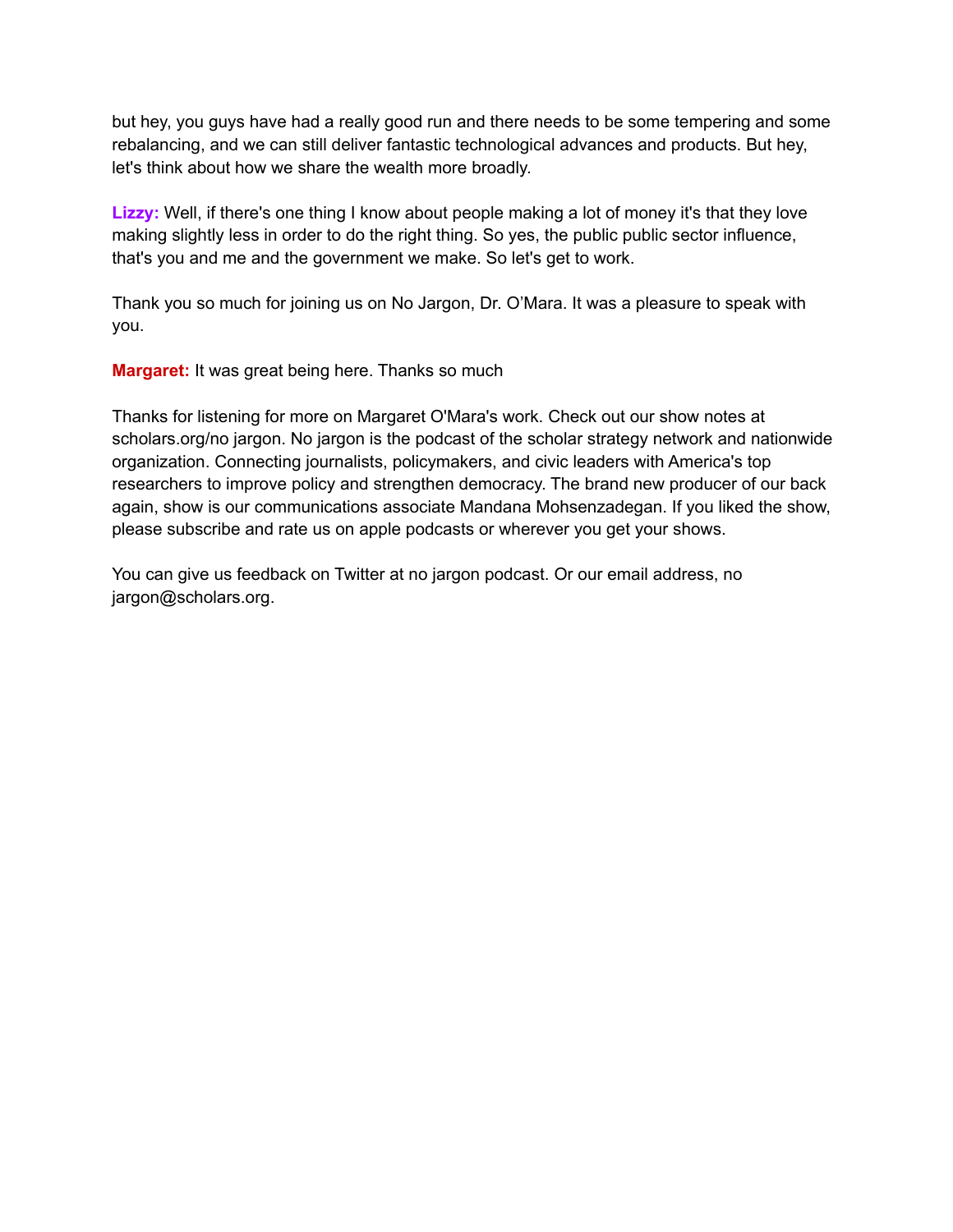but hey, you guys have had a really good run and there needs to be some tempering and some rebalancing, and we can still deliver fantastic technological advances and products. But hey, let's think about how we share the wealth more broadly.

**Lizzy:** Well, if there's one thing I know about people making a lot of money it's that they love making slightly less in order to do the right thing. So yes, the public public sector influence, that's you and me and the government we make. So let's get to work.

Thank you so much for joining us on No Jargon, Dr. O'Mara. It was a pleasure to speak with you.

**Margaret:** It was great being here. Thanks so much

Thanks for listening for more on Margaret O'Mara's work. Check out our show notes at scholars.org/no jargon. No jargon is the podcast of the scholar strategy network and nationwide organization. Connecting journalists, policymakers, and civic leaders with America's top researchers to improve policy and strengthen democracy. The brand new producer of our back again, show is our communications associate Mandana Mohsenzadegan. If you liked the show, please subscribe and rate us on apple podcasts or wherever you get your shows.

You can give us feedback on Twitter at no jargon podcast. Or our email address, no jargon@scholars.org.